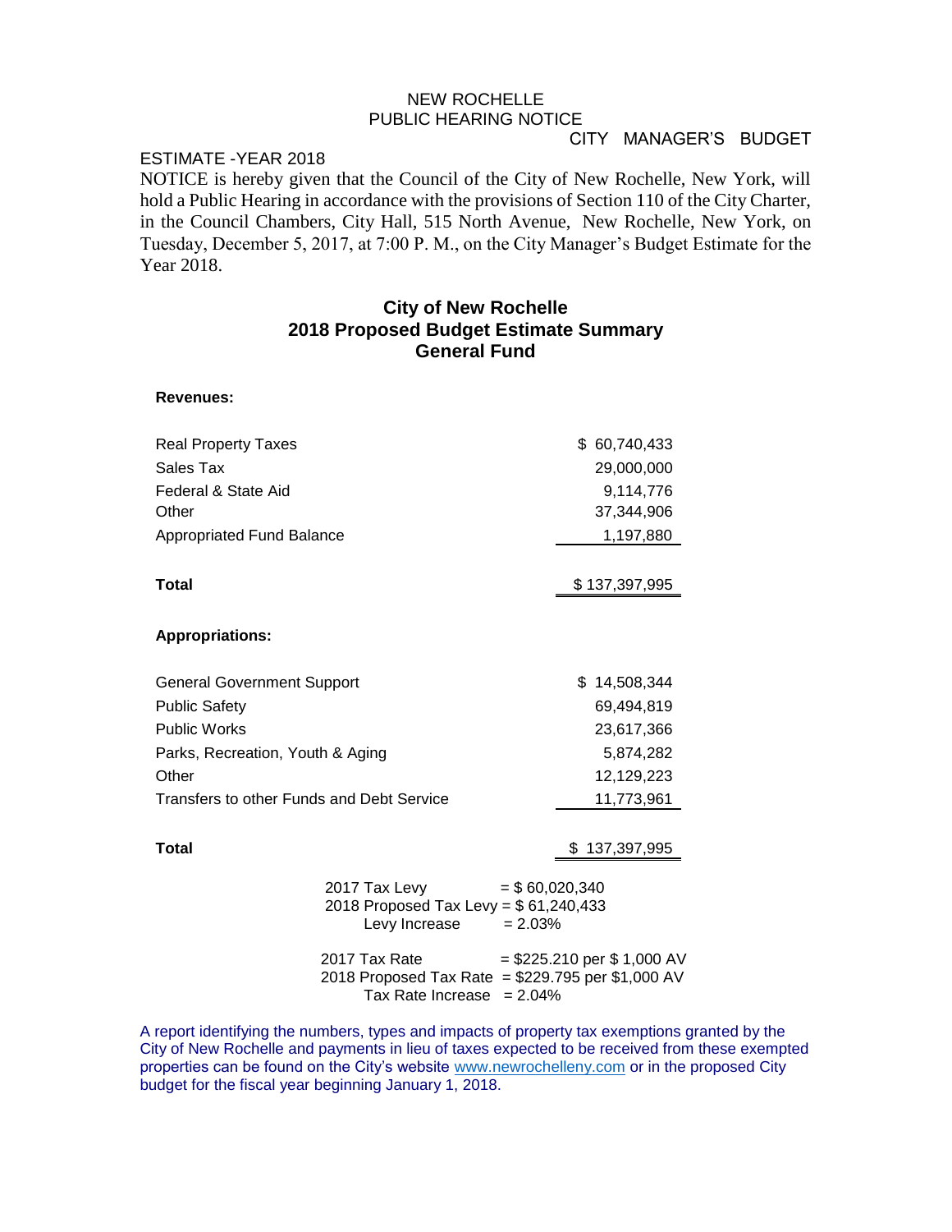NEW ROCHELLE
PUBLIC HEARING NOTICE
CITY MANAGER'S BUDGET
ESTIMATE -YEAR 2018

NOTICE is hereby given that the Council of the City of New Rochelle, New York, will hold a Public Hearing in accordance with the provisions of Section 110 of the City Charter, in the Council Chambers, City Hall, 515 North Avenue, New Rochelle, New York, on Tuesday, December 5, 2017, at 7:00 P. M., on the City Manager's Budget Estimate for the Year 2018.

## City of New Rochelle
## 2018 Proposed Budget Estimate Summary
## General Fund

**Revenues:**

| | |
|---|---:|
| Real Property Taxes | $ 60,740,433 |
| Sales Tax | 29,000,000 |
| Federal & State Aid | 9,114,776 |
| Other | 37,344,906 |
| Appropriated Fund Balance | 1,197,880 |
| **Total** | $ 137,397,995 |

**Appropriations:**

| | |
|---|---:|
| General Government Support | $ 14,508,344 |
| Public Safety | 69,494,819 |
| Public Works | 23,617,366 |
| Parks, Recreation, Youth & Aging | 5,874,282 |
| Other | 12,129,223 |
| Transfers to other Funds and Debt Service | 11,773,961 |
| **Total** | $ 137,397,995 |

2017 Tax Levy = $ 60,020,340
2018 Proposed Tax Levy = $ 61,240,433
Levy Increase = 2.03%

2017 Tax Rate = $225.210 per $ 1,000 AV
2018 Proposed Tax Rate = $229.795 per $1,000 AV
Tax Rate Increase = 2.04%

A report identifying the numbers, types and impacts of property tax exemptions granted by the City of New Rochelle and payments in lieu of taxes expected to be received from these exempted properties can be found on the City's website www.newrochelleny.com or in the proposed City budget for the fiscal year beginning January 1, 2018.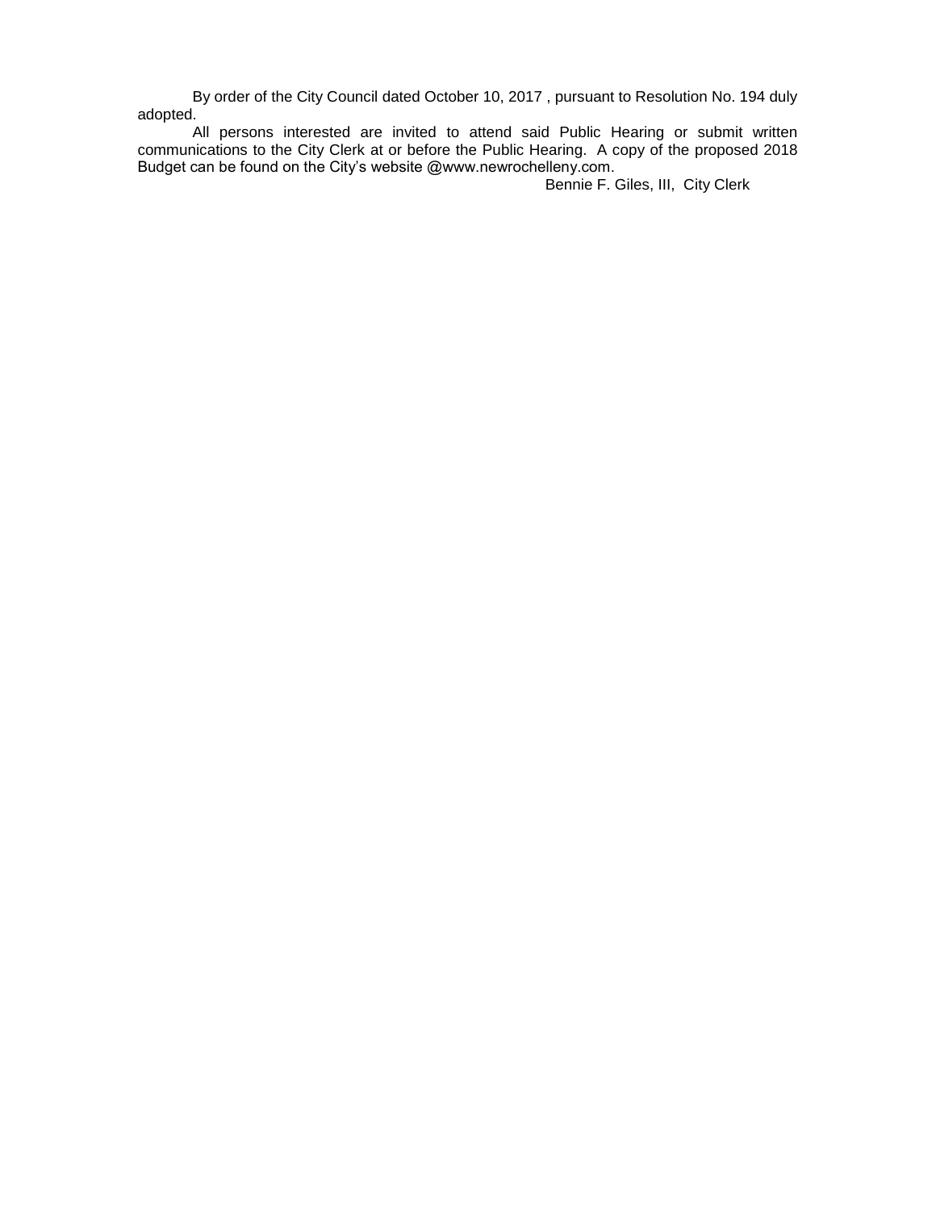By order of the City Council dated October 10, 2017 , pursuant to Resolution No. 194 duly adopted.

All persons interested are invited to attend said Public Hearing or submit written communications to the City Clerk at or before the Public Hearing. A copy of the proposed 2018 Budget can be found on the City's website @www.newrochelleny.com.

Bennie F. Giles, III, City Clerk